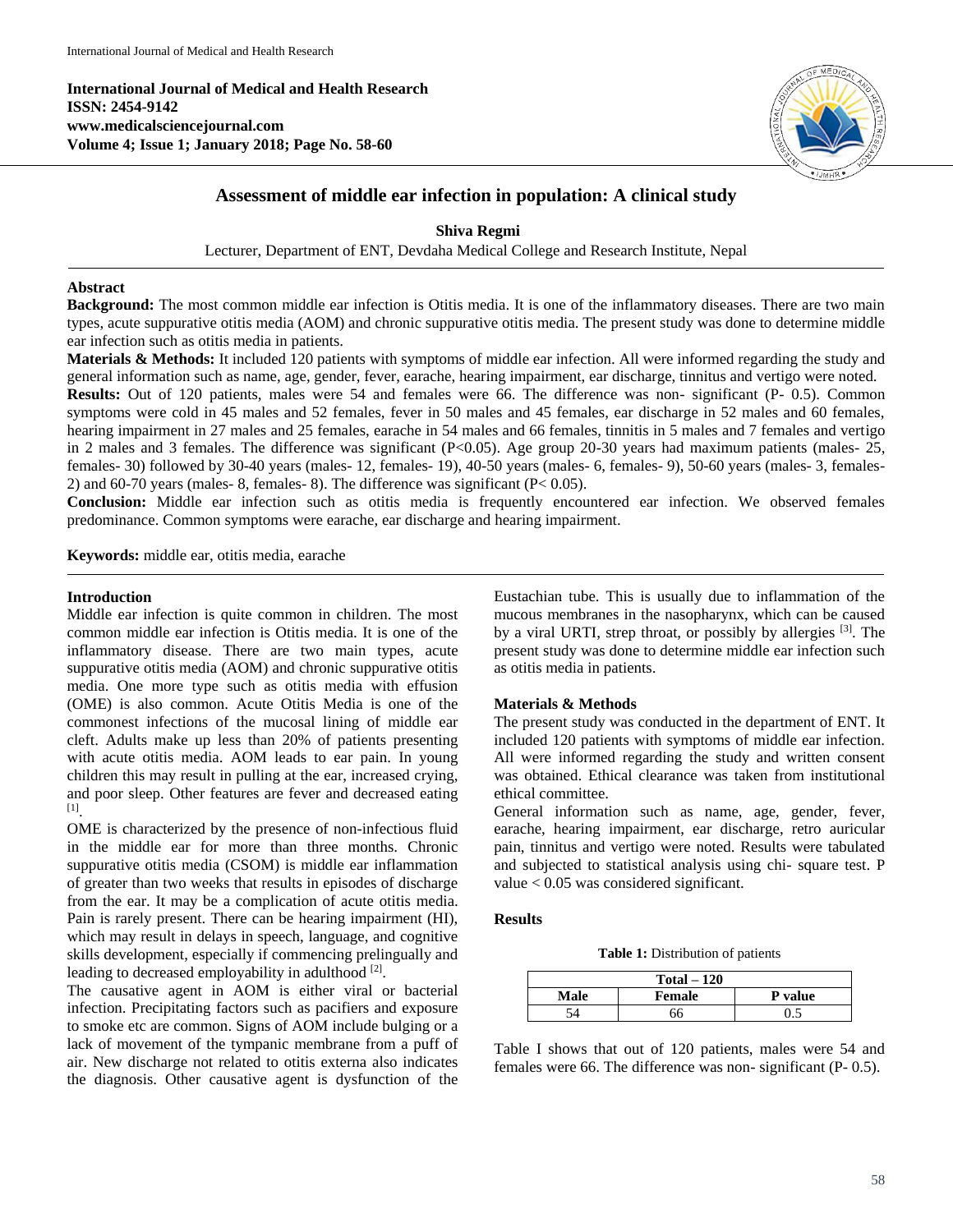International Journal of Medical and Health Research
ISSN: 2454-9142
www.medicalsciencejournal.com
Volume 4; Issue 1; January 2018; Page No. 58-60

# Assessment of middle ear infection in population: A clinical study

**Shiva Regmi**

Lecturer, Department of ENT, Devdaha Medical College and Research Institute, Nepal

## Abstract

**Background:** The most common middle ear infection is Otitis media. It is one of the inflammatory diseases. There are two main types, acute suppurative otitis media (AOM) and chronic suppurative otitis media. The present study was done to determine middle ear infection such as otitis media in patients.

**Materials & Methods:** It included 120 patients with symptoms of middle ear infection. All were informed regarding the study and general information such as name, age, gender, fever, earache, hearing impairment, ear discharge, tinnitus and vertigo were noted.

**Results:** Out of 120 patients, males were 54 and females were 66. The difference was non- significant (P- 0.5). Common symptoms were cold in 45 males and 52 females, fever in 50 males and 45 females, ear discharge in 52 males and 60 females, hearing impairment in 27 males and 25 females, earache in 54 males and 66 females, tinnitis in 5 males and 7 females and vertigo in 2 males and 3 females. The difference was significant (P<0.05). Age group 20-30 years had maximum patients (males- 25, females- 30) followed by 30-40 years (males- 12, females- 19), 40-50 years (males- 6, females- 9), 50-60 years (males- 3, females- 2) and 60-70 years (males- 8, females- 8). The difference was significant (P< 0.05).

**Conclusion:** Middle ear infection such as otitis media is frequently encountered ear infection. We observed females predominance. Common symptoms were earache, ear discharge and hearing impairment.

**Keywords:** middle ear, otitis media, earache

## Introduction

Middle ear infection is quite common in children. The most common middle ear infection is Otitis media. It is one of the inflammatory disease. There are two main types, acute suppurative otitis media (AOM) and chronic suppurative otitis media. One more type such as otitis media with effusion (OME) is also common. Acute Otitis Media is one of the commonest infections of the mucosal lining of middle ear cleft. Adults make up less than 20% of patients presenting with acute otitis media. AOM leads to ear pain. In young children this may result in pulling at the ear, increased crying, and poor sleep. Other features are fever and decreased eating [1].

OME is characterized by the presence of non-infectious fluid in the middle ear for more than three months. Chronic suppurative otitis media (CSOM) is middle ear inflammation of greater than two weeks that results in episodes of discharge from the ear. It may be a complication of acute otitis media. Pain is rarely present. There can be hearing impairment (HI), which may result in delays in speech, language, and cognitive skills development, especially if commencing prelingually and leading to decreased employability in adulthood [2].

The causative agent in AOM is either viral or bacterial infection. Precipitating factors such as pacifiers and exposure to smoke etc are common. Signs of AOM include bulging or a lack of movement of the tympanic membrane from a puff of air. New discharge not related to otitis externa also indicates the diagnosis. Other causative agent is dysfunction of the Eustachian tube. This is usually due to inflammation of the mucous membranes in the nasopharynx, which can be caused by a viral URTI, strep throat, or possibly by allergies [3]. The present study was done to determine middle ear infection such as otitis media in patients.

## Materials & Methods

The present study was conducted in the department of ENT. It included 120 patients with symptoms of middle ear infection. All were informed regarding the study and written consent was obtained. Ethical clearance was taken from institutional ethical committee.

General information such as name, age, gender, fever, earache, hearing impairment, ear discharge, retro auricular pain, tinnitus and vertigo were noted. Results were tabulated and subjected to statistical analysis using chi- square test. P value < 0.05 was considered significant.

## Results

**Table 1:** Distribution of patients

| Total – 120 | | |
|---|---|---|
| **Male** | **Female** | **P value** |
| 54 | 66 | 0.5 |

Table I shows that out of 120 patients, males were 54 and females were 66. The difference was non- significant (P- 0.5).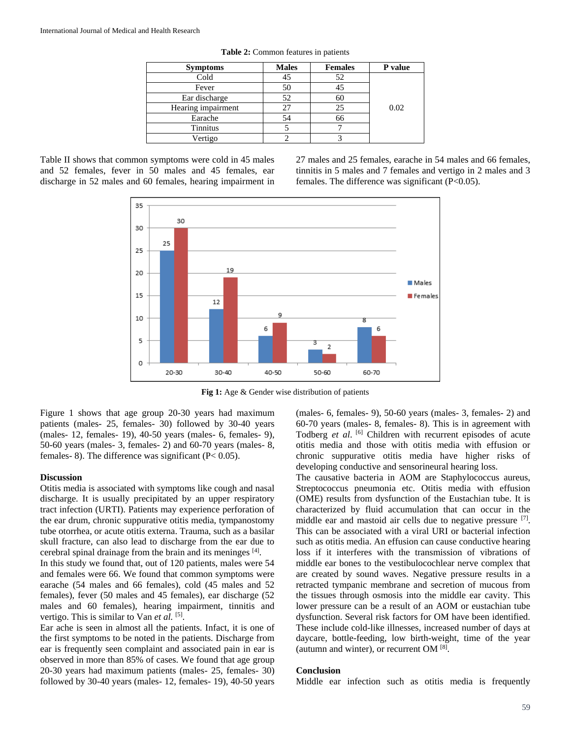**Table 2:** Common features in patients

| Symptoms | Males | Females | P value |
|---|---|---|---|
| Cold | 45 | 52 | |
| Fever | 50 | 45 | |
| Ear discharge | 52 | 60 | |
| Hearing impairment | 27 | 25 | 0.02 |
| Earache | 54 | 66 | |
| Tinnitus | 5 | 7 | |
| Vertigo | 2 | 3 | |

Table II shows that common symptoms were cold in 45 males and 52 females, fever in 50 males and 45 females, ear discharge in 52 males and 60 females, hearing impairment in 27 males and 25 females, earache in 54 males and 66 females, tinnitus in 5 males and 7 females and vertigo in 2 males and 3 females. The difference was significant (P<0.05).

**Fig 1:** Age & Gender wise distribution of patients

Figure 1 shows that age group 20-30 years had maximum patients (males- 25, females- 30) followed by 30-40 years (males- 12, females- 19), 40-50 years (males- 6, females- 9), 50-60 years (males- 3, females- 2) and 60-70 years (males- 8, females- 8). The difference was significant (P< 0.05).

## Discussion

Otitis media is associated with symptoms like cough and nasal discharge. It is usually precipitated by an upper respiratory tract infection (URTI). Patients may experience perforation of the ear drum, chronic suppurative otitis media, tympanostomy tube otorrhea, or acute otitis externa. Trauma, such as a basilar skull fracture, can also lead to discharge from the ear due to cerebral spinal drainage from the brain and its meninges [4].

In this study we found that, out of 120 patients, males were 54 and females were 66. We found that common symptoms were earache (54 males and 66 females), cold (45 males and 52 females), fever (50 males and 45 females), ear discharge (52 males and 60 females), hearing impairment, tinnitus and vertigo. This is similar to Van *et al.* [5].

Ear ache is seen in almost all the patients. Infact, it is one of the first symptoms to be noted in the patients. Discharge from ear is frequently seen complaint and associated pain in ear is observed in more than 85% of cases. We found that age group 20-30 years had maximum patients (males- 25, females- 30) followed by 30-40 years (males- 12, females- 19), 40-50 years (males- 6, females- 9), 50-60 years (males- 3, females- 2) and 60-70 years (males- 8, females- 8). This is in agreement with Todberg *et al.* [6] Children with recurrent episodes of acute otitis media and those with otitis media with effusion or chronic suppurative otitis media have higher risks of developing conductive and sensorineural hearing loss.

The causative bacteria in AOM are Staphylococcus aureus, Streptococcus pneumonia etc. Otitis media with effusion (OME) results from dysfunction of the Eustachian tube. It is characterized by fluid accumulation that can occur in the middle ear and mastoid air cells due to negative pressure [7]. This can be associated with a viral URI or bacterial infection such as otitis media. An effusion can cause conductive hearing loss if it interferes with the transmission of vibrations of middle ear bones to the vestibulocochlear nerve complex that are created by sound waves. Negative pressure results in a retracted tympanic membrane and secretion of mucous from the tissues through osmosis into the middle ear cavity. This lower pressure can be a result of an AOM or eustachian tube dysfunction. Several risk factors for OM have been identified. These include cold-like illnesses, increased number of days at daycare, bottle-feeding, low birth-weight, time of the year (autumn and winter), or recurrent OM [8].

## Conclusion

Middle ear infection such as otitis media is frequently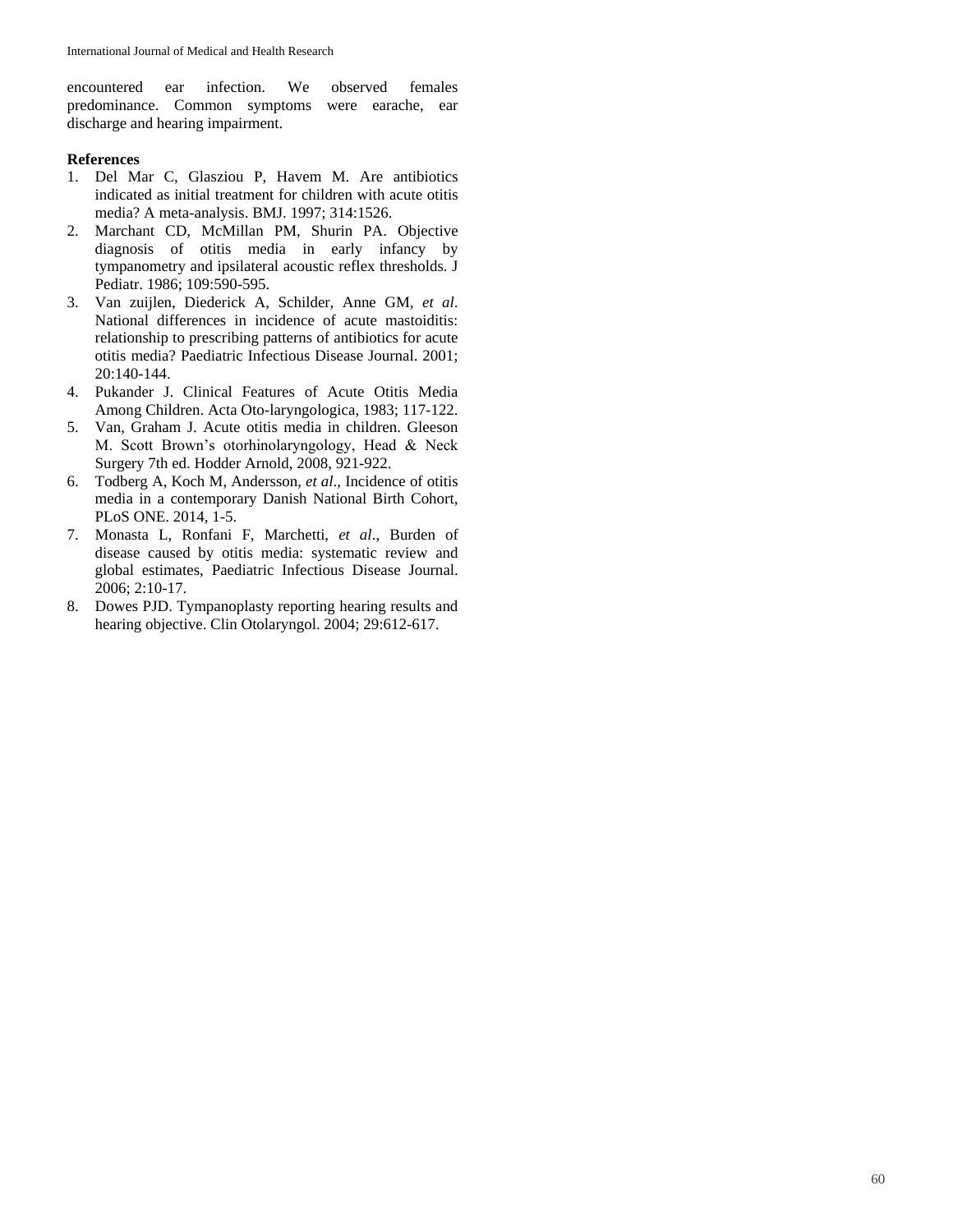encountered ear infection. We observed females predominance. Common symptoms were earache, ear discharge and hearing impairment.

## References

1. Del Mar C, Glasziou P, Havem M. Are antibiotics indicated as initial treatment for children with acute otitis media? A meta-analysis. BMJ. 1997; 314:1526.
2. Marchant CD, McMillan PM, Shurin PA. Objective diagnosis of otitis media in early infancy by tympanometry and ipsilateral acoustic reflex thresholds. J Pediatr. 1986; 109:590-595.
3. Van zuijlen, Diederick A, Schilder, Anne GM, *et al*. National differences in incidence of acute mastoiditis: relationship to prescribing patterns of antibiotics for acute otitis media? Paediatric Infectious Disease Journal. 2001; 20:140-144.
4. Pukander J. Clinical Features of Acute Otitis Media Among Children. Acta Oto-laryngologica, 1983; 117-122.
5. Van, Graham J. Acute otitis media in children. Gleeson M. Scott Brown's otorhinolaryngology, Head & Neck Surgery 7th ed. Hodder Arnold, 2008, 921-922.
6. Todberg A, Koch M, Andersson, *et al*., Incidence of otitis media in a contemporary Danish National Birth Cohort, PLoS ONE. 2014, 1-5.
7. Monasta L, Ronfani F, Marchetti, *et al*., Burden of disease caused by otitis media: systematic review and global estimates, Paediatric Infectious Disease Journal. 2006; 2:10-17.
8. Dowes PJD. Tympanoplasty reporting hearing results and hearing objective. Clin Otolaryngol. 2004; 29:612-617.